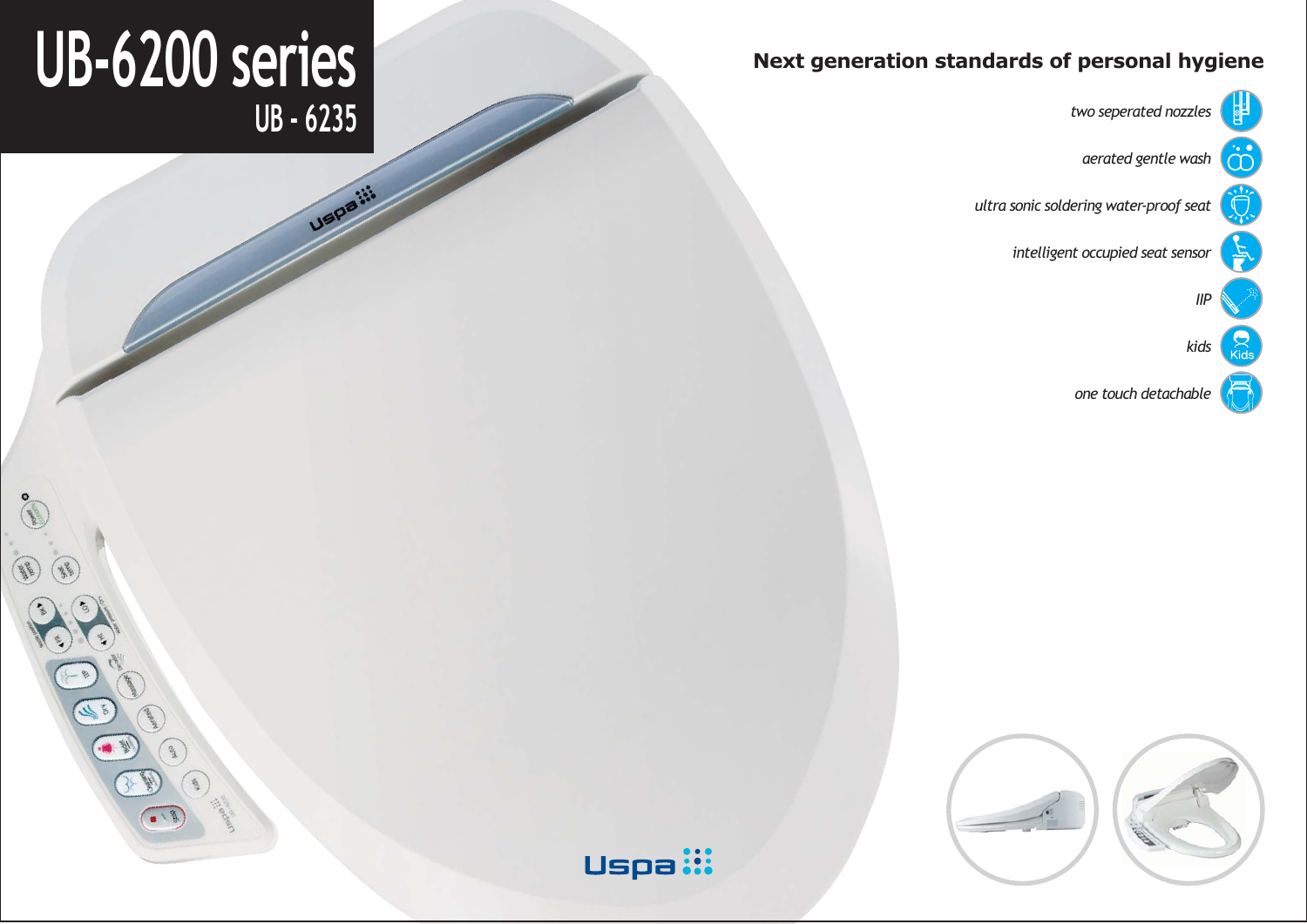# UB-6200 series

## UB - 6235

## Next generation standards of personal hygiene

- *two seperated nozzles*
- *aerated gentle wash*
- *ultra sonic soldering water-proof seat*
- *intelligent occupied seat sensor*
- *IIP*
- *kids*
- *one touch detachable*

Uspa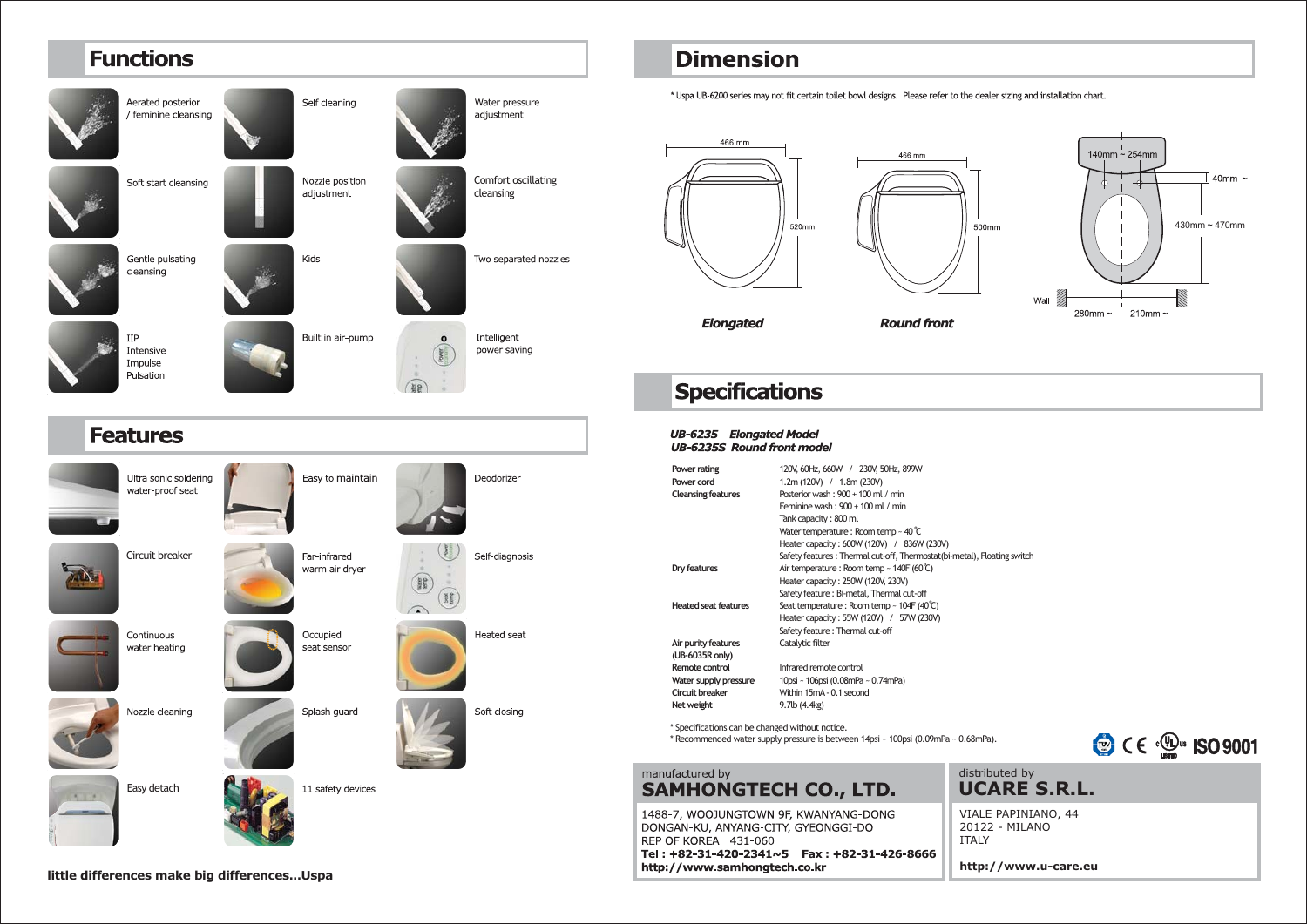## Functions

- Aerated posterior / feminine cleansing
- Self cleaning
- Water pressure adjustment
- Soft start cleansing
- Nozzle position adjustment
- Comfort oscillating cleansing
- Gentle pulsating cleansing
- Kids
- Two separated nozzles
- IIP Intensive Impulse Pulsation
- Built in air-pump
- Intelligent power saving

## Features

- Ultra sonic soldering water-proof seat
- Easy to maintain
- Deodorizer
- Circuit breaker
- Far-infrared warm air dryer
- Self-diagnosis
- Continuous water heating
- Occupied seat sensor
- Heated seat
- Nozzle cleaning
- Splash guard
- Soft closing
- Easy detach
- 11 safety devices

**little differences make big differences...Uspa**

## Dimension

* Uspa UB-6200 series may not fit certain toilet bowl designs. Please refer to the dealer sizing and installation chart.

466 mm
520mm
*Elongated*

466 mm
500mm
*Round front*

140mm ~ 254mm
40mm ~
430mm ~ 470mm
Wall
280mm ~
210mm ~

## Specifications

***UB-6235 Elongated Model***
***UB-6235S Round front model***

| | |
|---|---|
| Power rating | 120V, 60Hz, 660W / 230V, 50Hz, 899W |
| Power cord | 1.2m (120V) / 1.8m (230V) |
| Cleansing features | Posterior wash : 900 + 100 ml / min |
| | Feminine wash : 900 + 100 ml / min |
| | Tank capacity : 800 ml |
| | Water temperature : Room temp ~ 40℃ |
| | Heater capacity : 600W (120V) / 836W (230V) |
| | Safety features : Thermal cut-off, Thermostat(bi-metal), Floating switch |
| Dry features | Air temperature : Room temp ~ 140F (60℃) |
| | Heater capacity : 250W (120V, 230V) |
| | Safety feature : Bi-metal, Thermal cut-off |
| Heated seat features | Seat temperature : Room temp ~ 104F (40℃) |
| | Heater capacity : 55W (120V) / 57W (230V) |
| | Safety feature : Thermal cut-off |
| Air purity features (UB-6035R only) | Catalytic filter |
| Remote control | Infrared remote control |
| Water supply pressure | 10psi ~ 106psi (0.08mPa ~ 0.74mPa) |
| Circuit breaker | Within 15mA - 0.1 second |
| Net weight | 9.7lb (4.4kg) |

* Specifications can be changed without notice.
* Recommended water supply pressure is between 14psi ~ 100psi (0.09mPa ~ 0.68mPa).

ISO 9001

manufactured by
**SAMHONGTECH CO., LTD.**
1488-7, WOOJUNGTOWN 9F, KWANYANG-DONG
DONGAN-KU, ANYANG-CITY, GYEONGGI-DO
REP OF KOREA 431-060
**Tel : +82-31-420-2341~5 Fax : +82-31-426-8666**
**http://www.samhongtech.co.kr**

distributed by
**UCARE S.R.L.**
VIALE PAPINIANO, 44
20122 - MILANO
ITALY
**http://www.u-care.eu**